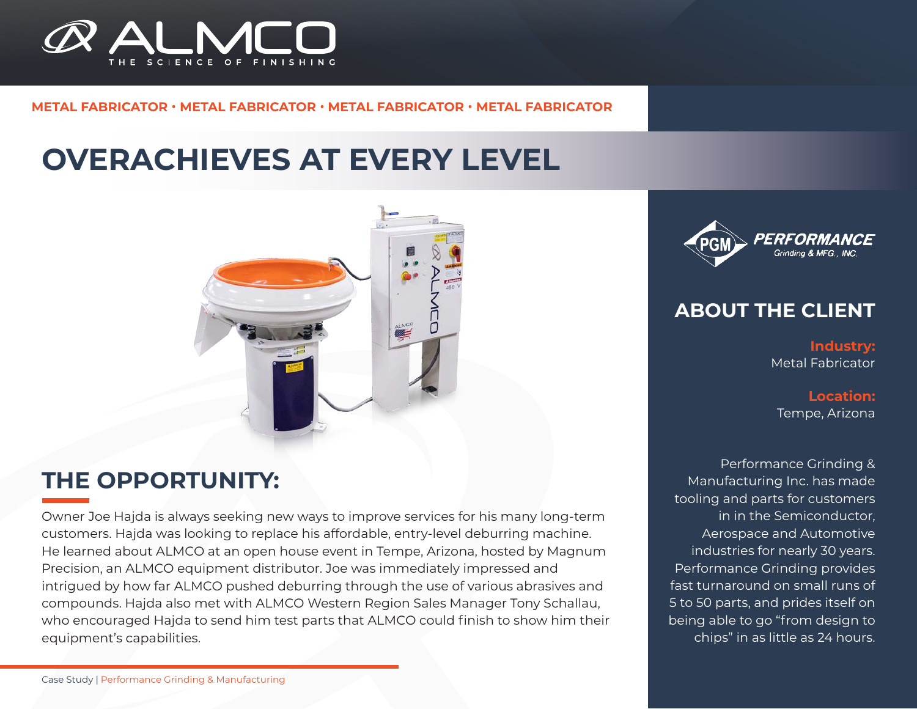METAL FABRICATOR • METAL FABRICATOR • METAL FABRICATOR • METAL FABRICATOR

# OVERACHIEVES AT EVERY LEVEL

## THE OPPORTUNITY:

Owner Joe Hajda is always seeking new ways to improve services for his many long-term customers. Hajda was looking to replace his affordable, entry-level deburring machine. He learned about ALMCO at an open house event in Tempe, Arizona, hosted by Magnum Precision, an ALMCO equipment distributor. Joe was immediately impressed and intrigued by how far ALMCO pushed deburring through the use of various abrasives and compounds. Hajda also met with ALMCO Western Region Sales Manager Tony Schallau, who encouraged Hajda to send him test parts that ALMCO could finish to show him their equipment's capabilities.

## ABOUT THE CLIENT

**Industry:**
Metal Fabricator

**Location:**
Tempe, Arizona

Performance Grinding & Manufacturing Inc. has made tooling and parts for customers in in the Semiconductor, Aerospace and Automotive industries for nearly 30 years. Performance Grinding provides fast turnaround on small runs of 5 to 50 parts, and prides itself on being able to go "from design to chips" in as little as 24 hours.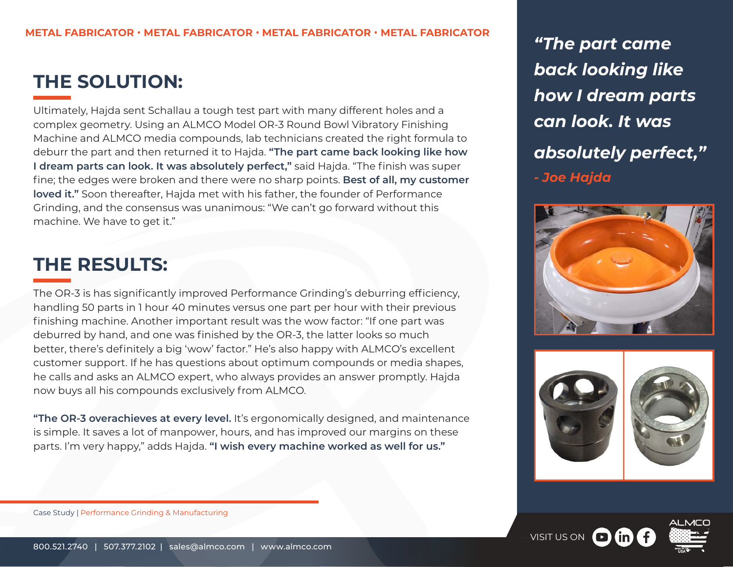## THE SOLUTION:

Ultimately, Hajda sent Schallau a tough test part with many different holes and a complex geometry. Using an ALMCO Model OR-3 Round Bowl Vibratory Finishing Machine and ALMCO media compounds, lab technicians created the right formula to deburr the part and then returned it to Hajda. **"The part came back looking like how I dream parts can look. It was absolutely perfect,"** said Hajda. "The finish was super fine; the edges were broken and there were no sharp points. **Best of all, my customer loved it."** Soon thereafter, Hajda met with his father, the founder of Performance Grinding, and the consensus was unanimous: "We can't go forward without this machine. We have to get it."

## THE RESULTS:

The OR-3 is has significantly improved Performance Grinding's deburring efficiency, handling 50 parts in 1 hour 40 minutes versus one part per hour with their previous finishing machine. Another important result was the wow factor: "If one part was deburred by hand, and one was finished by the OR-3, the latter looks so much better, there's definitely a big 'wow' factor." He's also happy with ALMCO's excellent customer support. If he has questions about optimum compounds or media shapes, he calls and asks an ALMCO expert, who always provides an answer promptly. Hajda now buys all his compounds exclusively from ALMCO.

**"The OR-3 overachieves at every level.** It's ergonomically designed, and maintenance is simple. It saves a lot of manpower, hours, and has improved our margins on these parts. I'm very happy," adds Hajda. **"I wish every machine worked as well for us."**

***"The part came back looking like how I dream parts can look. It was absolutely perfect,"***
***- Joe Hajda***

Case Study | Performance Grinding & Manufacturing

800.521.2740 | 507.377.2102 | sales@almco.com | www.almco.com

VISIT US ON